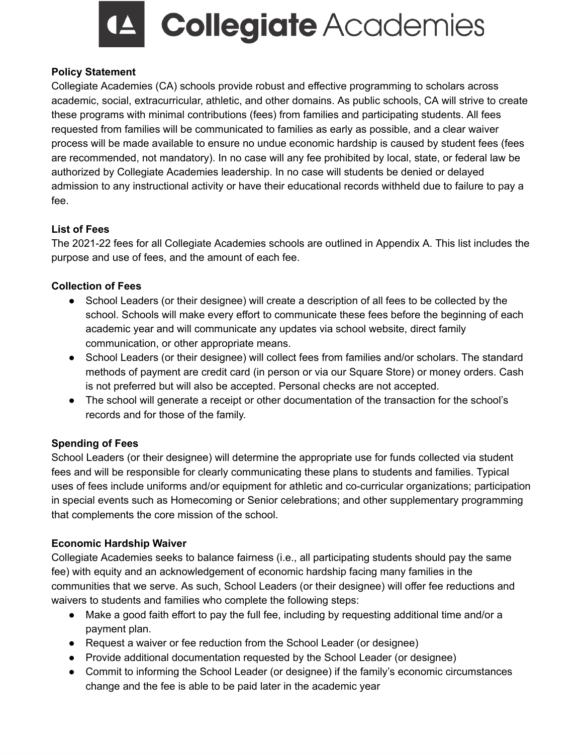# Collegiate Academies

**Policy Statement**

Collegiate Academies (CA) schools provide robust and effective programming to scholars across academic, social, extracurricular, athletic, and other domains. As public schools, CA will strive to create these programs with minimal contributions (fees) from families and participating students. All fees requested from families will be communicated to families as early as possible, and a clear waiver process will be made available to ensure no undue economic hardship is caused by student fees (fees are recommended, not mandatory). In no case will any fee prohibited by local, state, or federal law be authorized by Collegiate Academies leadership. In no case will students be denied or delayed admission to any instructional activity or have their educational records withheld due to failure to pay a fee.

**List of Fees**

The 2021-22 fees for all Collegiate Academies schools are outlined in Appendix A. This list includes the purpose and use of fees, and the amount of each fee.

**Collection of Fees**

- School Leaders (or their designee) will create a description of all fees to be collected by the school. Schools will make every effort to communicate these fees before the beginning of each academic year and will communicate any updates via school website, direct family communication, or other appropriate means.
- School Leaders (or their designee) will collect fees from families and/or scholars. The standard methods of payment are credit card (in person or via our Square Store) or money orders. Cash is not preferred but will also be accepted. Personal checks are not accepted.
- The school will generate a receipt or other documentation of the transaction for the school's records and for those of the family.

**Spending of Fees**

School Leaders (or their designee) will determine the appropriate use for funds collected via student fees and will be responsible for clearly communicating these plans to students and families. Typical uses of fees include uniforms and/or equipment for athletic and co-curricular organizations; participation in special events such as Homecoming or Senior celebrations; and other supplementary programming that complements the core mission of the school.

**Economic Hardship Waiver**

Collegiate Academies seeks to balance fairness (i.e., all participating students should pay the same fee) with equity and an acknowledgement of economic hardship facing many families in the communities that we serve. As such, School Leaders (or their designee) will offer fee reductions and waivers to students and families who complete the following steps:

- Make a good faith effort to pay the full fee, including by requesting additional time and/or a payment plan.
- Request a waiver or fee reduction from the School Leader (or designee)
- Provide additional documentation requested by the School Leader (or designee)
- Commit to informing the School Leader (or designee) if the family's economic circumstances change and the fee is able to be paid later in the academic year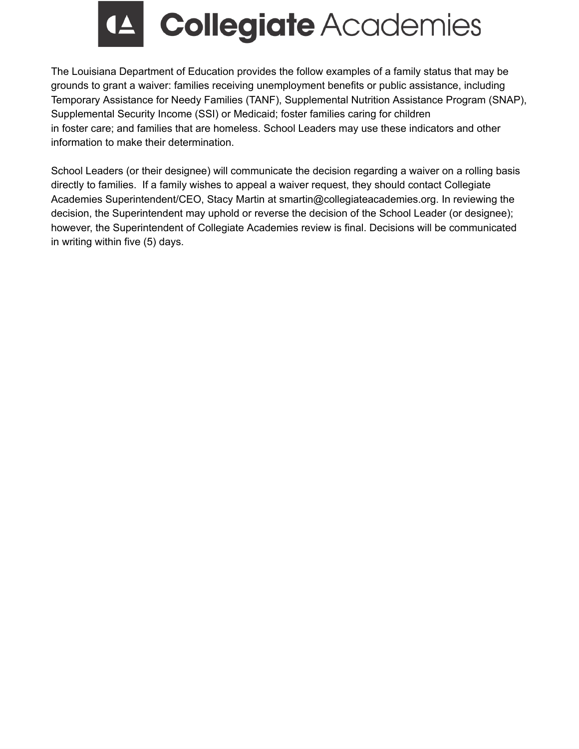The Louisiana Department of Education provides the follow examples of a family status that may be grounds to grant a waiver: families receiving unemployment benefits or public assistance, including Temporary Assistance for Needy Families (TANF), Supplemental Nutrition Assistance Program (SNAP), Supplemental Security Income (SSI) or Medicaid; foster families caring for children in foster care; and families that are homeless. School Leaders may use these indicators and other information to make their determination.

School Leaders (or their designee) will communicate the decision regarding a waiver on a rolling basis directly to families. If a family wishes to appeal a waiver request, they should contact Collegiate Academies Superintendent/CEO, Stacy Martin at smartin@collegiateacademies.org. In reviewing the decision, the Superintendent may uphold or reverse the decision of the School Leader (or designee); however, the Superintendent of Collegiate Academies review is final. Decisions will be communicated in writing within five (5) days.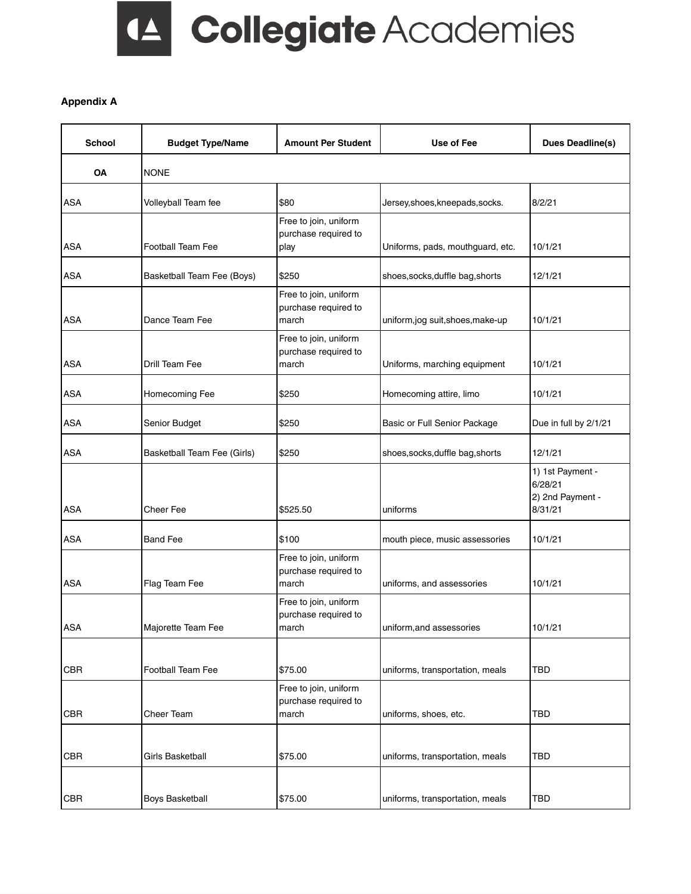**Appendix A**

| School | Budget Type/Name | Amount Per Student | Use of Fee | Dues Deadline(s) |
|---|---|---|---|---|
| **OA** | NONE | | | |
| ASA | Volleyball Team fee | $80 | Jersey,shoes,kneepads,socks. | 8/2/21 |
| ASA | Football Team Fee | Free to join, uniform purchase required to play | Uniforms, pads, mouthguard, etc. | 10/1/21 |
| ASA | Basketball Team Fee (Boys) | $250 | shoes,socks,duffle bag,shorts | 12/1/21 |
| ASA | Dance Team Fee | Free to join, uniform purchase required to march | uniform,jog suit,shoes,make-up | 10/1/21 |
| ASA | Drill Team Fee | Free to join, uniform purchase required to march | Uniforms, marching equipment | 10/1/21 |
| ASA | Homecoming Fee | $250 | Homecoming attire, limo | 10/1/21 |
| ASA | Senior Budget | $250 | Basic or Full Senior Package | Due in full by 2/1/21 |
| ASA | Basketball Team Fee (Girls) | $250 | shoes,socks,duffle bag,shorts | 12/1/21 |
| ASA | Cheer Fee | $525.50 | uniforms | 1) 1st Payment - 6/28/21 2) 2nd Payment - 8/31/21 |
| ASA | Band Fee | $100 | mouth piece, music assessories | 10/1/21 |
| ASA | Flag Team Fee | Free to join, uniform purchase required to march | uniforms, and assessories | 10/1/21 |
| ASA | Majorette Team Fee | Free to join, uniform purchase required to march | uniform,and assessories | 10/1/21 |
| CBR | Football Team Fee | $75.00 | uniforms, transportation, meals | TBD |
| CBR | Cheer Team | Free to join, uniform purchase required to march | uniforms, shoes, etc. | TBD |
| CBR | Girls Basketball | $75.00 | uniforms, transportation, meals | TBD |
| CBR | Boys Basketball | $75.00 | uniforms, transportation, meals | TBD |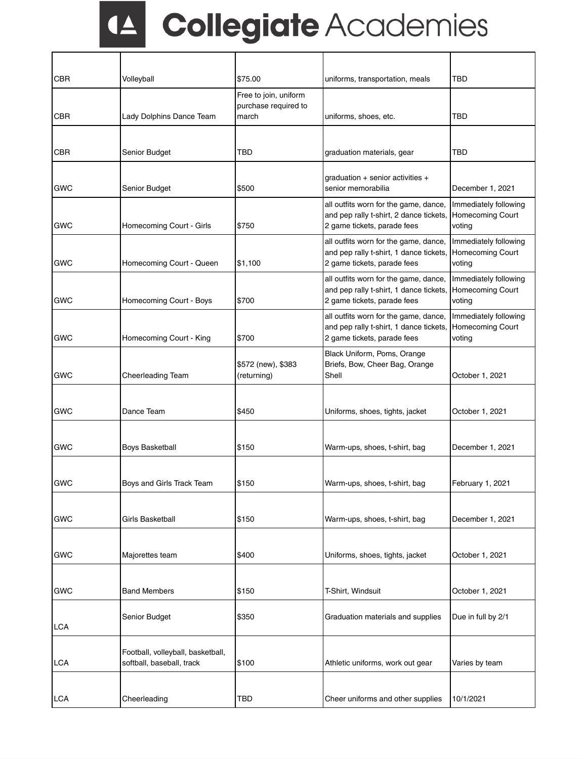# Collegiate Academies

| | | | | |
|---|---|---|---|---|
| CBR | Volleyball | $75.00 | uniforms, transportation, meals | TBD |
| CBR | Lady Dolphins Dance Team | Free to join, uniform purchase required to march | uniforms, shoes, etc. | TBD |
| CBR | Senior Budget | TBD | graduation materials, gear | TBD |
| GWC | Senior Budget | $500 | graduation + senior activities + senior memorabilia | December 1, 2021 |
| GWC | Homecoming Court - Girls | $750 | all outfits worn for the game, dance, and pep rally t-shirt, 2 dance tickets, 2 game tickets, parade fees | Immediately following Homecoming Court voting |
| GWC | Homecoming Court - Queen | $1,100 | all outfits worn for the game, dance, and pep rally t-shirt, 1 dance tickets, 2 game tickets, parade fees | Immediately following Homecoming Court voting |
| GWC | Homecoming Court - Boys | $700 | all outfits worn for the game, dance, and pep rally t-shirt, 1 dance tickets, 2 game tickets, parade fees | Immediately following Homecoming Court voting |
| GWC | Homecoming Court - King | $700 | all outfits worn for the game, dance, and pep rally t-shirt, 1 dance tickets, 2 game tickets, parade fees | Immediately following Homecoming Court voting |
| GWC | Cheerleading Team | $572 (new), $383 (returning) | Black Uniform, Poms, Orange Briefs, Bow, Cheer Bag, Orange Shell | October 1, 2021 |
| GWC | Dance Team | $450 | Uniforms, shoes, tights, jacket | October 1, 2021 |
| GWC | Boys Basketball | $150 | Warm-ups, shoes, t-shirt, bag | December 1, 2021 |
| GWC | Boys and Girls Track Team | $150 | Warm-ups, shoes, t-shirt, bag | February 1, 2021 |
| GWC | Girls Basketball | $150 | Warm-ups, shoes, t-shirt, bag | December 1, 2021 |
| GWC | Majorettes team | $400 | Uniforms, shoes, tights, jacket | October 1, 2021 |
| GWC | Band Members | $150 | T-Shirt, Windsuit | October 1, 2021 |
| LCA | Senior Budget | $350 | Graduation materials and supplies | Due in full by 2/1 |
| LCA | Football, volleyball, basketball, softball, baseball, track | $100 | Athletic uniforms, work out gear | Varies by team |
| LCA | Cheerleading | TBD | Cheer uniforms and other supplies | 10/1/2021 |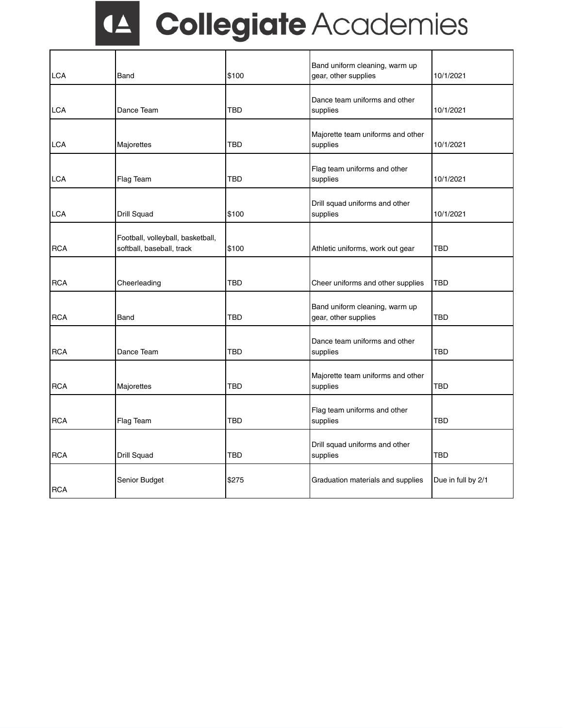| | | | | |
|---|---|---|---|---|
| LCA | Band | $100 | Band uniform cleaning, warm up gear, other supplies | 10/1/2021 |
| LCA | Dance Team | TBD | Dance team uniforms and other supplies | 10/1/2021 |
| LCA | Majorettes | TBD | Majorette team uniforms and other supplies | 10/1/2021 |
| LCA | Flag Team | TBD | Flag team uniforms and other supplies | 10/1/2021 |
| LCA | Drill Squad | $100 | Drill squad uniforms and other supplies | 10/1/2021 |
| RCA | Football, volleyball, basketball, softball, baseball, track | $100 | Athletic uniforms, work out gear | TBD |
| RCA | Cheerleading | TBD | Cheer uniforms and other supplies | TBD |
| RCA | Band | TBD | Band uniform cleaning, warm up gear, other supplies | TBD |
| RCA | Dance Team | TBD | Dance team uniforms and other supplies | TBD |
| RCA | Majorettes | TBD | Majorette team uniforms and other supplies | TBD |
| RCA | Flag Team | TBD | Flag team uniforms and other supplies | TBD |
| RCA | Drill Squad | TBD | Drill squad uniforms and other supplies | TBD |
| RCA | Senior Budget | $275 | Graduation materials and supplies | Due in full by 2/1 |